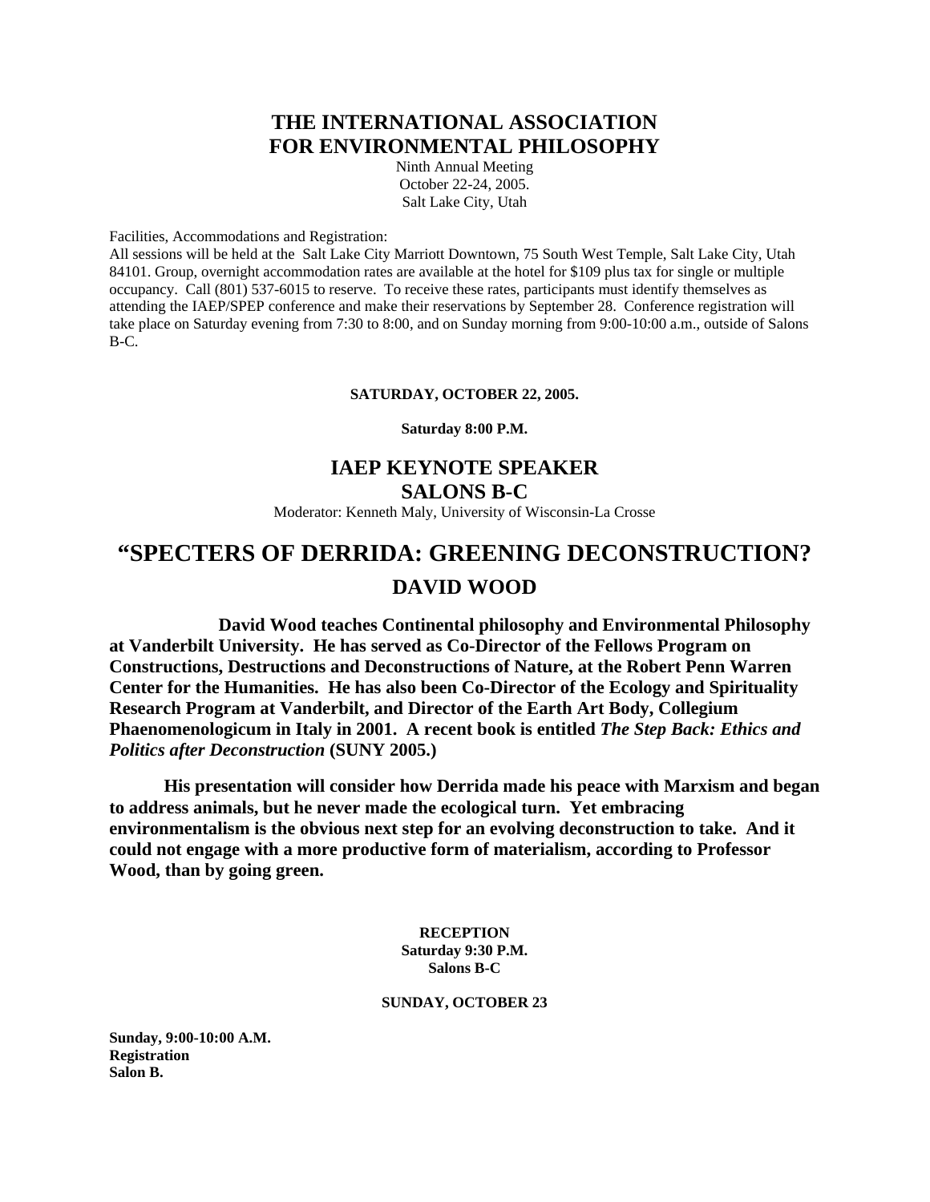# THE INTERNATIONAL ASSOCIATION FOR ENVIRONMENTAL PHILOSOPHY

Ninth Annual Meeting
October 22-24, 2005.
Salt Lake City, Utah

Facilities, Accommodations and Registration:
All sessions will be held at the Salt Lake City Marriott Downtown, 75 South West Temple, Salt Lake City, Utah 84101. Group, overnight accommodation rates are available at the hotel for $109 plus tax for single or multiple occupancy. Call (801) 537-6015 to reserve. To receive these rates, participants must identify themselves as attending the IAEP/SPEP conference and make their reservations by September 28. Conference registration will take place on Saturday evening from 7:30 to 8:00, and on Sunday morning from 9:00-10:00 a.m., outside of Salons B-C.

**SATURDAY, OCTOBER 22, 2005.**

**Saturday 8:00 P.M.**

## IAEP KEYNOTE SPEAKER
## SALONS B-C

Moderator: Kenneth Maly, University of Wisconsin-La Crosse

# "SPECTERS OF DERRIDA: GREENING DECONSTRUCTION?
## DAVID WOOD

**David Wood teaches Continental philosophy and Environmental Philosophy at Vanderbilt University. He has served as Co-Director of the Fellows Program on Constructions, Destructions and Deconstructions of Nature, at the Robert Penn Warren Center for the Humanities. He has also been Co-Director of the Ecology and Spirituality Research Program at Vanderbilt, and Director of the Earth Art Body, Collegium Phaenomenologicum in Italy in 2001. A recent book is entitled *The Step Back: Ethics and Politics after Deconstruction* (SUNY 2005.)**

**His presentation will consider how Derrida made his peace with Marxism and began to address animals, but he never made the ecological turn. Yet embracing environmentalism is the obvious next step for an evolving deconstruction to take. And it could not engage with a more productive form of materialism, according to Professor Wood, than by going green.**

**RECEPTION**
**Saturday 9:30 P.M.**
**Salons B-C**

**SUNDAY, OCTOBER 23**

**Sunday, 9:00-10:00 A.M.**
**Registration**
**Salon B.**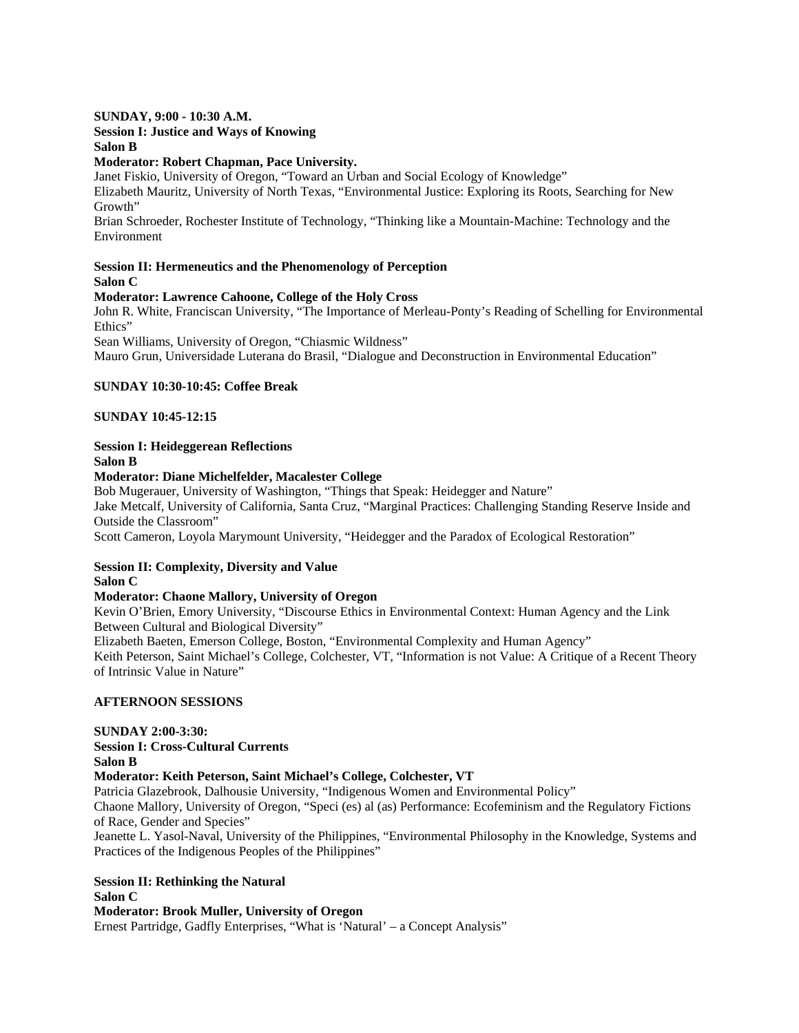**SUNDAY, 9:00 - 10:30 A.M.**
**Session I: Justice and Ways of Knowing**
**Salon B**
**Moderator: Robert Chapman, Pace University.**

Janet Fiskio, University of Oregon, "Toward an Urban and Social Ecology of Knowledge"
Elizabeth Mauritz, University of North Texas, "Environmental Justice: Exploring its Roots, Searching for New Growth"
Brian Schroeder, Rochester Institute of Technology, "Thinking like a Mountain-Machine: Technology and the Environment

**Session II: Hermeneutics and the Phenomenology of Perception**
**Salon C**
**Moderator: Lawrence Cahoone, College of the Holy Cross**

John R. White, Franciscan University, "The Importance of Merleau-Ponty's Reading of Schelling for Environmental Ethics"
Sean Williams, University of Oregon, "Chiasmic Wildness"
Mauro Grun, Universidade Luterana do Brasil, "Dialogue and Deconstruction in Environmental Education"

**SUNDAY 10:30-10:45: Coffee Break**

**SUNDAY 10:45-12:15**

**Session I: Heideggerean Reflections**
**Salon B**
**Moderator: Diane Michelfelder, Macalester College**

Bob Mugerauer, University of Washington, "Things that Speak: Heidegger and Nature"
Jake Metcalf, University of California, Santa Cruz, "Marginal Practices: Challenging Standing Reserve Inside and Outside the Classroom"
Scott Cameron, Loyola Marymount University, "Heidegger and the Paradox of Ecological Restoration"

**Session II: Complexity, Diversity and Value**
**Salon C**
**Moderator: Chaone Mallory, University of Oregon**

Kevin O'Brien, Emory University, "Discourse Ethics in Environmental Context: Human Agency and the Link Between Cultural and Biological Diversity"
Elizabeth Baeten, Emerson College, Boston, "Environmental Complexity and Human Agency"
Keith Peterson, Saint Michael's College, Colchester, VT, "Information is not Value: A Critique of a Recent Theory of Intrinsic Value in Nature"

**AFTERNOON SESSIONS**

**SUNDAY 2:00-3:30:**
**Session I: Cross-Cultural Currents**
**Salon B**
**Moderator: Keith Peterson, Saint Michael's College, Colchester, VT**

Patricia Glazebrook, Dalhousie University, "Indigenous Women and Environmental Policy"
Chaone Mallory, University of Oregon, "Speci (es) al (as) Performance: Ecofeminism and the Regulatory Fictions of Race, Gender and Species"
Jeanette L. Yasol-Naval, University of the Philippines, "Environmental Philosophy in the Knowledge, Systems and Practices of the Indigenous Peoples of the Philippines"

**Session II: Rethinking the Natural**
**Salon C**
**Moderator: Brook Muller, University of Oregon**

Ernest Partridge, Gadfly Enterprises, "What is 'Natural' – a Concept Analysis"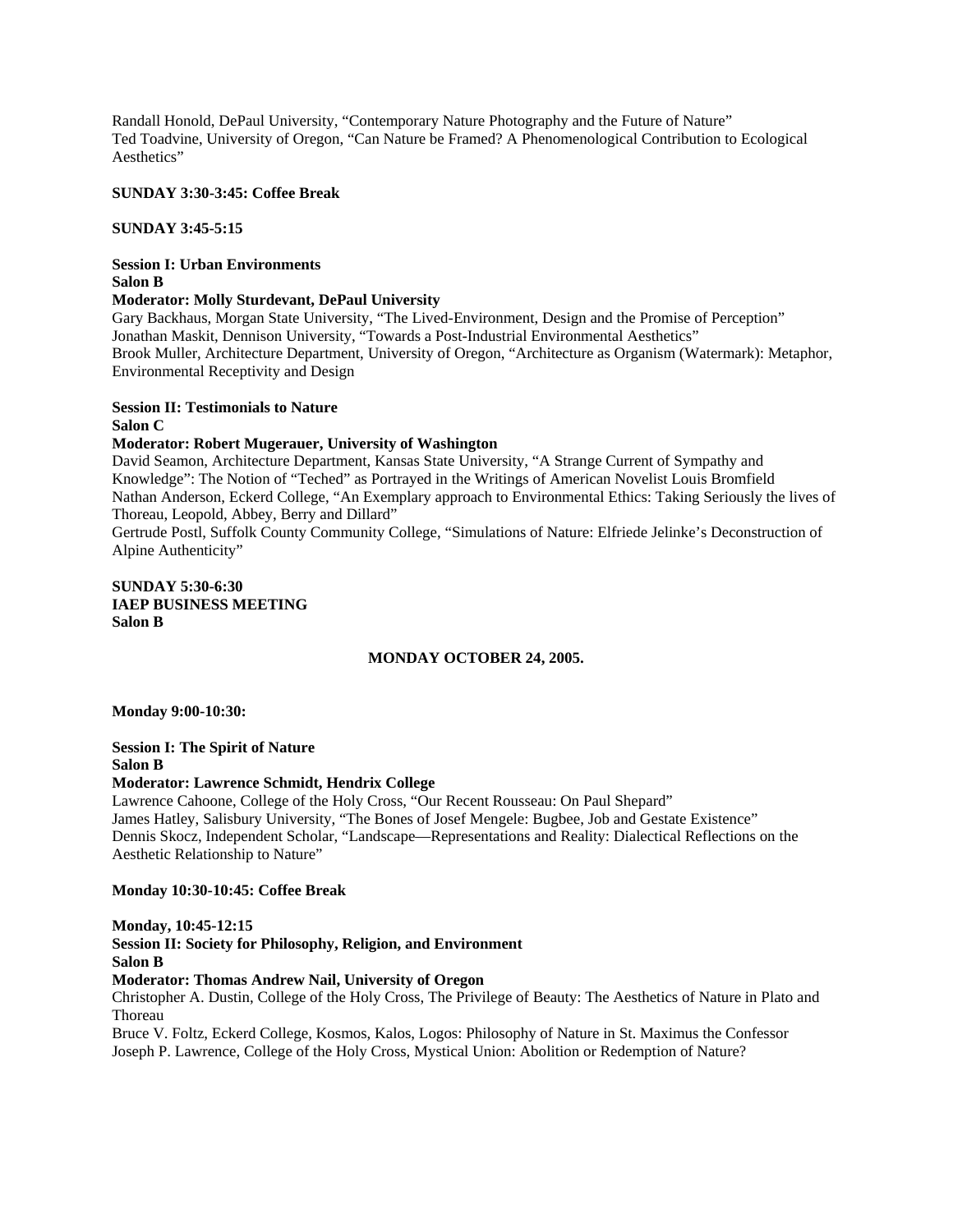Randall Honold, DePaul University, "Contemporary Nature Photography and the Future of Nature"
Ted Toadvine, University of Oregon, "Can Nature be Framed? A Phenomenological Contribution to Ecological Aesthetics"

**SUNDAY 3:30-3:45: Coffee Break**

**SUNDAY 3:45-5:15**

**Session I: Urban Environments**
**Salon B**
**Moderator: Molly Sturdevant, DePaul University**
Gary Backhaus, Morgan State University, "The Lived-Environment, Design and the Promise of Perception"
Jonathan Maskit, Dennison University, "Towards a Post-Industrial Environmental Aesthetics"
Brook Muller, Architecture Department, University of Oregon, "Architecture as Organism (Watermark): Metaphor, Environmental Receptivity and Design

**Session II: Testimonials to Nature**
**Salon C**
**Moderator: Robert Mugerauer, University of Washington**
David Seamon, Architecture Department, Kansas State University, "A Strange Current of Sympathy and Knowledge": The Notion of "Teched" as Portrayed in the Writings of American Novelist Louis Bromfield
Nathan Anderson, Eckerd College, "An Exemplary approach to Environmental Ethics: Taking Seriously the lives of Thoreau, Leopold, Abbey, Berry and Dillard"
Gertrude Postl, Suffolk County Community College, "Simulations of Nature: Elfriede Jelinke's Deconstruction of Alpine Authenticity"

**SUNDAY 5:30-6:30**
**IAEP BUSINESS MEETING**
**Salon B**

## MONDAY OCTOBER 24, 2005.

**Monday 9:00-10:30:**

**Session I: The Spirit of Nature**
**Salon B**
**Moderator: Lawrence Schmidt, Hendrix College**
Lawrence Cahoone, College of the Holy Cross, "Our Recent Rousseau: On Paul Shepard"
James Hatley, Salisbury University, "The Bones of Josef Mengele: Bugbee, Job and Gestate Existence"
Dennis Skocz, Independent Scholar, "Landscape—Representations and Reality: Dialectical Reflections on the Aesthetic Relationship to Nature"

**Monday 10:30-10:45: Coffee Break**

**Monday, 10:45-12:15**
**Session II: Society for Philosophy, Religion, and Environment**
**Salon B**
**Moderator: Thomas Andrew Nail, University of Oregon**
Christopher A. Dustin, College of the Holy Cross, The Privilege of Beauty: The Aesthetics of Nature in Plato and Thoreau
Bruce V. Foltz, Eckerd College, Kosmos, Kalos, Logos: Philosophy of Nature in St. Maximus the Confessor
Joseph P. Lawrence, College of the Holy Cross, Mystical Union: Abolition or Redemption of Nature?